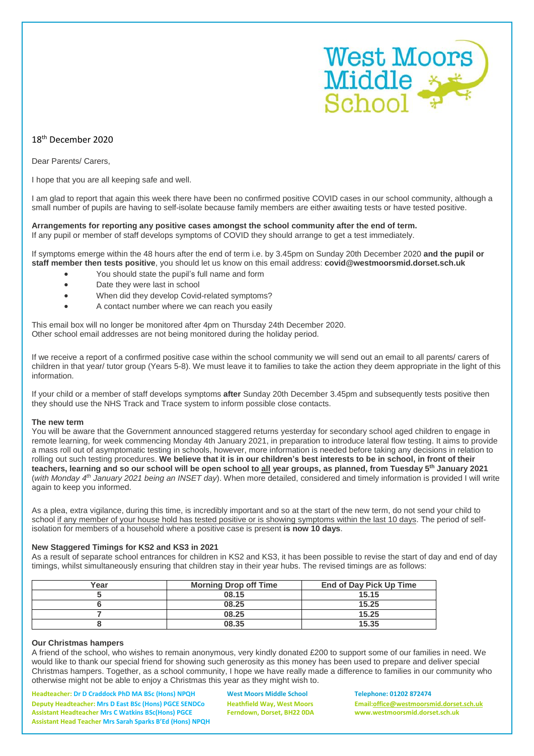West Moors Middle School

18th December 2020

Dear Parents/ Carers,

I hope that you are all keeping safe and well.

I am glad to report that again this week there have been no confirmed positive COVID cases in our school community, although a small number of pupils are having to self-isolate because family members are either awaiting tests or have tested positive.

**Arrangements for reporting any positive cases amongst the school community after the end of term.**
If any pupil or member of staff develops symptoms of COVID they should arrange to get a test immediately.

If symptoms emerge within the 48 hours after the end of term i.e. by 3.45pm on Sunday 20th December 2020 **and the pupil or staff member then tests positive**, you should let us know on this email address: **covid@westmoorsmid.dorset.sch.uk**

- You should state the pupil's full name and form
- Date they were last in school
- When did they develop Covid-related symptoms?
- A contact number where we can reach you easily

This email box will no longer be monitored after 4pm on Thursday 24th December 2020.
Other school email addresses are not being monitored during the holiday period.

If we receive a report of a confirmed positive case within the school community we will send out an email to all parents/ carers of children in that year/ tutor group (Years 5-8). We must leave it to families to take the action they deem appropriate in the light of this information.

If your child or a member of staff develops symptoms **after** Sunday 20th December 3.45pm and subsequently tests positive then they should use the NHS Track and Trace system to inform possible close contacts.

**The new term**
You will be aware that the Government announced staggered returns yesterday for secondary school aged children to engage in remote learning, for week commencing Monday 4th January 2021, in preparation to introduce lateral flow testing. It aims to provide a mass roll out of asymptomatic testing in schools, however, more information is needed before taking any decisions in relation to rolling out such testing procedures. **We believe that it is in our children's best interests to be in school, in front of their teachers, learning and so our school will be open school to <u>all</u> year groups, as planned, from Tuesday 5th January 2021** (*with Monday 4th January 2021 being an INSET day*). When more detailed, considered and timely information is provided I will write again to keep you informed.

As a plea, extra vigilance, during this time, is incredibly important and so at the start of the new term, do not send your child to school <u>if any member of your house hold has tested positive or is showing symptoms within the last 10 days</u>. The period of self-isolation for members of a household where a positive case is present **is now 10 days**.

**New Staggered Timings for KS2 and KS3 in 2021**
As a result of separate school entrances for children in KS2 and KS3, it has been possible to revise the start of day and end of day timings, whilst simultaneously ensuring that children stay in their year hubs. The revised timings are as follows:

| Year | Morning Drop off Time | End of Day Pick Up Time |
|---|---|---|
| 5 | 08.15 | 15.15 |
| 6 | 08.25 | 15.25 |
| 7 | 08.25 | 15.25 |
| 8 | 08.35 | 15.35 |

**Our Christmas hampers**
A friend of the school, who wishes to remain anonymous, very kindly donated £200 to support some of our families in need. We would like to thank our special friend for showing such generosity as this money has been used to prepare and deliver special Christmas hampers. Together, as a school community, I hope we have really made a difference to families in our community who otherwise might not be able to enjoy a Christmas this year as they might wish to.

Headteacher: Dr D Craddock PhD MA BSc (Hons) NPQH
Deputy Headteacher: Mrs D East BSc (Hons) PGCE SENDCo
Assistant Headteacher Mrs C Watkins BSc(Hons) PGCE
Assistant Head Teacher Mrs Sarah Sparks B'Ed (Hons) NPQH

West Moors Middle School
Heathfield Way, West Moors
Ferndown, Dorset, BH22 0DA

Telephone: 01202 872474
Email:office@westmoorsmid.dorset.sch.uk
www.westmoorsmid.dorset.sch.uk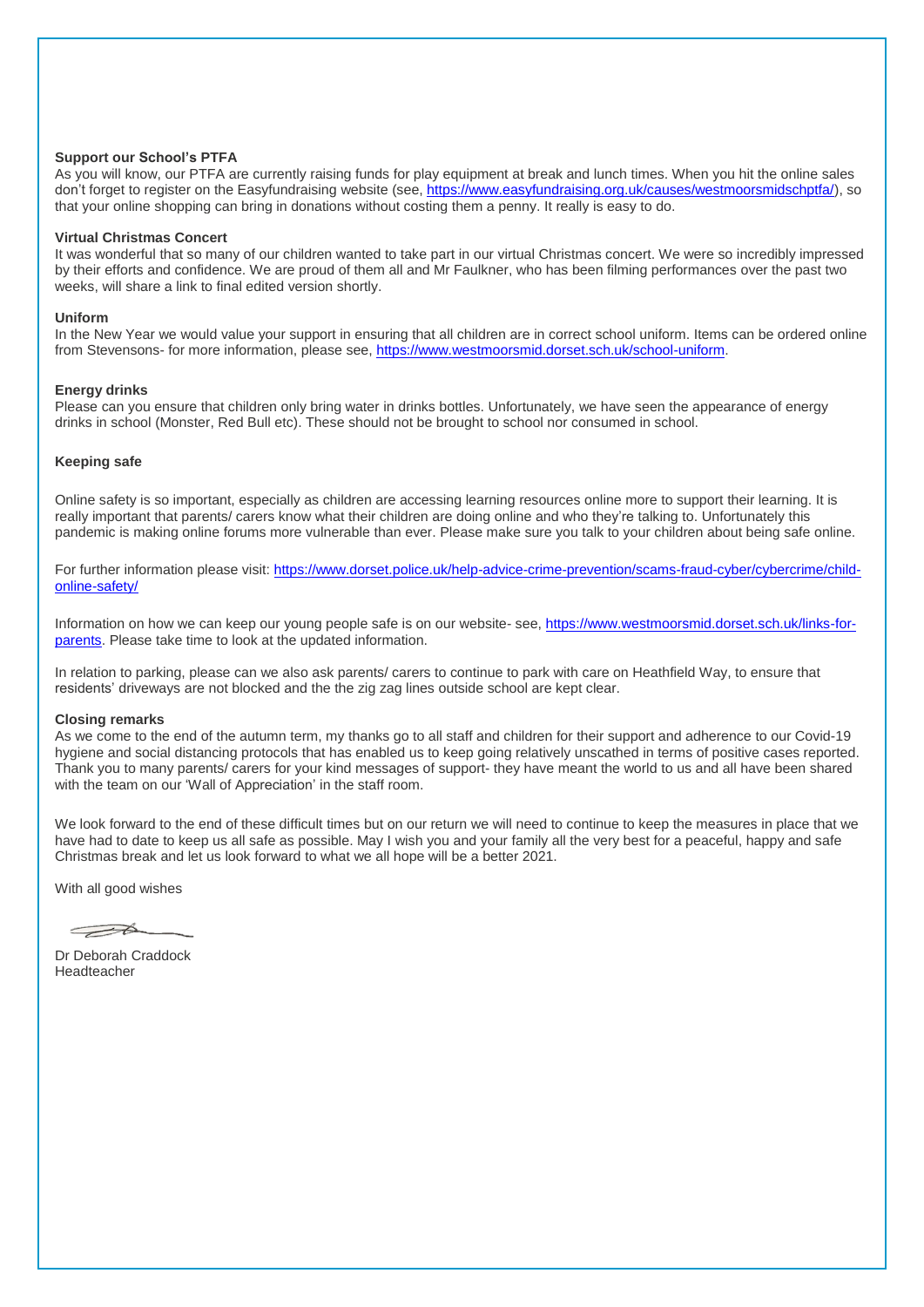**Support our School's PTFA**

As you will know, our PTFA are currently raising funds for play equipment at break and lunch times. When you hit the online sales don't forget to register on the Easyfundraising website (see, https://www.easyfundraising.org.uk/causes/westmoorsmidschptfa/), so that your online shopping can bring in donations without costing them a penny. It really is easy to do.

**Virtual Christmas Concert**

It was wonderful that so many of our children wanted to take part in our virtual Christmas concert. We were so incredibly impressed by their efforts and confidence. We are proud of them all and Mr Faulkner, who has been filming performances over the past two weeks, will share a link to final edited version shortly.

**Uniform**

In the New Year we would value your support in ensuring that all children are in correct school uniform. Items can be ordered online from Stevensons- for more information, please see, https://www.westmoorsmid.dorset.sch.uk/school-uniform.

**Energy drinks**

Please can you ensure that children only bring water in drinks bottles. Unfortunately, we have seen the appearance of energy drinks in school (Monster, Red Bull etc). These should not be brought to school nor consumed in school.

**Keeping safe**

Online safety is so important, especially as children are accessing learning resources online more to support their learning. It is really important that parents/ carers know what their children are doing online and who they're talking to. Unfortunately this pandemic is making online forums more vulnerable than ever. Please make sure you talk to your children about being safe online.

For further information please visit: https://www.dorset.police.uk/help-advice-crime-prevention/scams-fraud-cyber/cybercrime/child-online-safety/

Information on how we can keep our young people safe is on our website- see, https://www.westmoorsmid.dorset.sch.uk/links-for-parents. Please take time to look at the updated information.

In relation to parking, please can we also ask parents/ carers to continue to park with care on Heathfield Way, to ensure that residents' driveways are not blocked and the the zig zag lines outside school are kept clear.

**Closing remarks**

As we come to the end of the autumn term, my thanks go to all staff and children for their support and adherence to our Covid-19 hygiene and social distancing protocols that has enabled us to keep going relatively unscathed in terms of positive cases reported. Thank you to many parents/ carers for your kind messages of support- they have meant the world to us and all have been shared with the team on our 'Wall of Appreciation' in the staff room.

We look forward to the end of these difficult times but on our return we will need to continue to keep the measures in place that we have had to date to keep us all safe as possible. May I wish you and your family all the very best for a peaceful, happy and safe Christmas break and let us look forward to what we all hope will be a better 2021.

With all good wishes

Dr Deborah Craddock
Headteacher